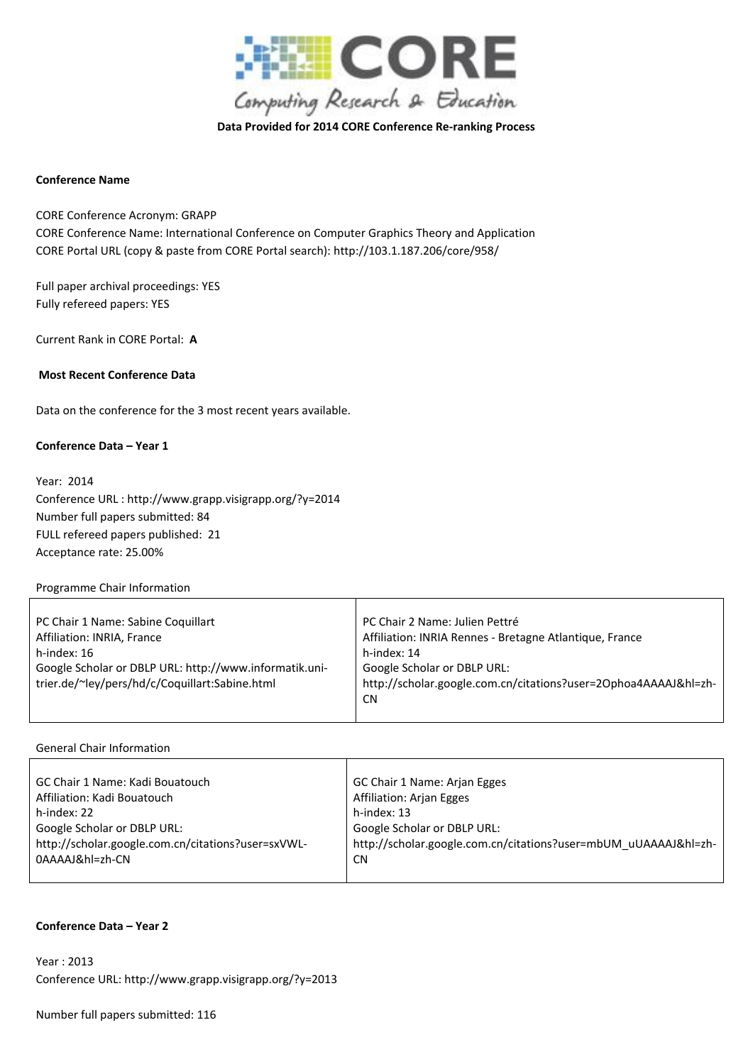**Data Provided for 2014 CORE Conference Re-ranking Process**

**Conference Name**

CORE Conference Acronym: GRAPP
CORE Conference Name: International Conference on Computer Graphics Theory and Application
CORE Portal URL (copy & paste from CORE Portal search): http://103.1.187.206/core/958/

Full paper archival proceedings: YES
Fully refereed papers: YES

Current Rank in CORE Portal: **A**

**Most Recent Conference Data**

Data on the conference for the 3 most recent years available.

**Conference Data – Year 1**

Year: 2014
Conference URL : http://www.grapp.visigrapp.org/?y=2014
Number full papers submitted: 84
FULL refereed papers published: 21
Acceptance rate: 25.00%

Programme Chair Information

| PC Chair 1 | PC Chair 2 |
|---|---|
| PC Chair 1 Name: Sabine Coquillart<br>Affiliation: INRIA, France<br>h-index: 16<br>Google Scholar or DBLP URL: http://www.informatik.uni-trier.de/~ley/pers/hd/c/Coquillart:Sabine.html | PC Chair 2 Name: Julien Pettré<br>Affiliation: INRIA Rennes - Bretagne Atlantique, France<br>h-index: 14<br>Google Scholar or DBLP URL: http://scholar.google.com.cn/citations?user=2Ophoa4AAAAJ&hl=zh-CN |

General Chair Information

| GC Chair 1 | GC Chair 2 |
|---|---|
| GC Chair 1 Name: Kadi Bouatouch<br>Affiliation: Kadi Bouatouch<br>h-index: 22<br>Google Scholar or DBLP URL: http://scholar.google.com.cn/citations?user=sxVWL-0AAAAJ&hl=zh-CN | GC Chair 1 Name: Arjan Egges<br>Affiliation: Arjan Egges<br>h-index: 13<br>Google Scholar or DBLP URL: http://scholar.google.com.cn/citations?user=mbUM_uUAAAAJ&hl=zh-CN |

**Conference Data – Year 2**

Year : 2013
Conference URL: http://www.grapp.visigrapp.org/?y=2013

Number full papers submitted: 116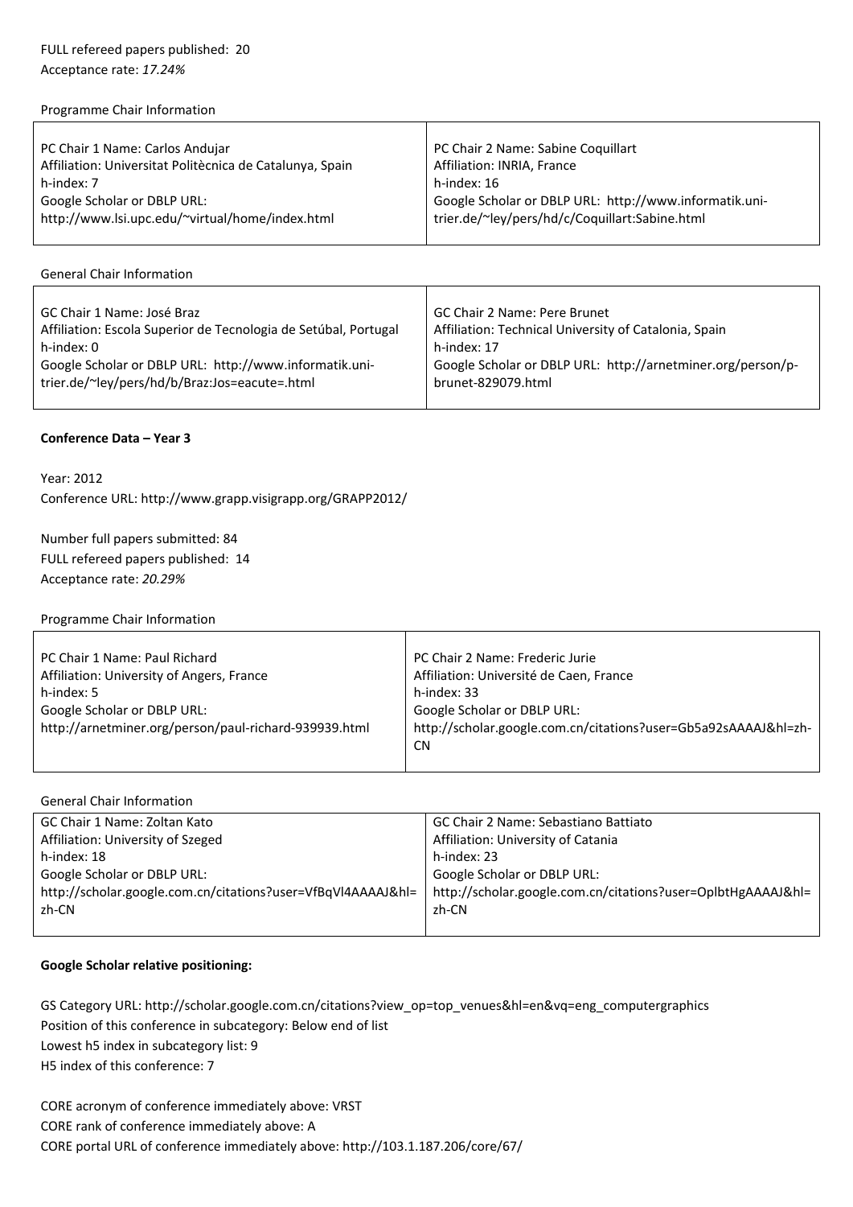FULL refereed papers published: 20
Acceptance rate: *17.24%*

Programme Chair Information

| PC Chair 1 Name: Carlos Andujar<br>Affiliation: Universitat Politècnica de Catalunya, Spain<br>h-index: 7<br>Google Scholar or DBLP URL:<br>http://www.lsi.upc.edu/~virtual/home/index.html | PC Chair 2 Name: Sabine Coquillart<br>Affiliation: INRIA, France<br>h-index: 16<br>Google Scholar or DBLP URL: http://www.informatik.uni-trier.de/~ley/pers/hd/c/Coquillart:Sabine.html |
|---|---|

General Chair Information

| GC Chair 1 Name: José Braz<br>Affiliation: Escola Superior de Tecnologia de Setúbal, Portugal<br>h-index: 0<br>Google Scholar or DBLP URL: http://www.informatik.uni-trier.de/~ley/pers/hd/b/Braz:Jos=eacute=.html | GC Chair 2 Name: Pere Brunet<br>Affiliation: Technical University of Catalonia, Spain<br>h-index: 17<br>Google Scholar or DBLP URL: http://arnetminer.org/person/p-brunet-829079.html |
|---|---|

**Conference Data – Year 3**

Year: 2012
Conference URL: http://www.grapp.visigrapp.org/GRAPP2012/

Number full papers submitted: 84
FULL refereed papers published: 14
Acceptance rate: *20.29%*

Programme Chair Information

| PC Chair 1 Name: Paul Richard<br>Affiliation: University of Angers, France<br>h-index: 5<br>Google Scholar or DBLP URL:<br>http://arnetminer.org/person/paul-richard-939939.html | PC Chair 2 Name: Frederic Jurie<br>Affiliation: Université de Caen, France<br>h-index: 33<br>Google Scholar or DBLP URL:<br>http://scholar.google.com.cn/citations?user=Gb5a92sAAAAJ&hl=zh-CN |
|---|---|

General Chair Information

| GC Chair 1 Name: Zoltan Kato<br>Affiliation: University of Szeged<br>h-index: 18<br>Google Scholar or DBLP URL:<br>http://scholar.google.com.cn/citations?user=VfBqVl4AAAAJ&hl=zh-CN | GC Chair 2 Name: Sebastiano Battiato<br>Affiliation: University of Catania<br>h-index: 23<br>Google Scholar or DBLP URL:<br>http://scholar.google.com.cn/citations?user=OplbtHgAAAAJ&hl=zh-CN |
|---|---|

**Google Scholar relative positioning:**

GS Category URL: http://scholar.google.com.cn/citations?view_op=top_venues&hl=en&vq=eng_computergraphics
Position of this conference in subcategory: Below end of list
Lowest h5 index in subcategory list: 9
H5 index of this conference: 7

CORE acronym of conference immediately above: VRST
CORE rank of conference immediately above: A
CORE portal URL of conference immediately above: http://103.1.187.206/core/67/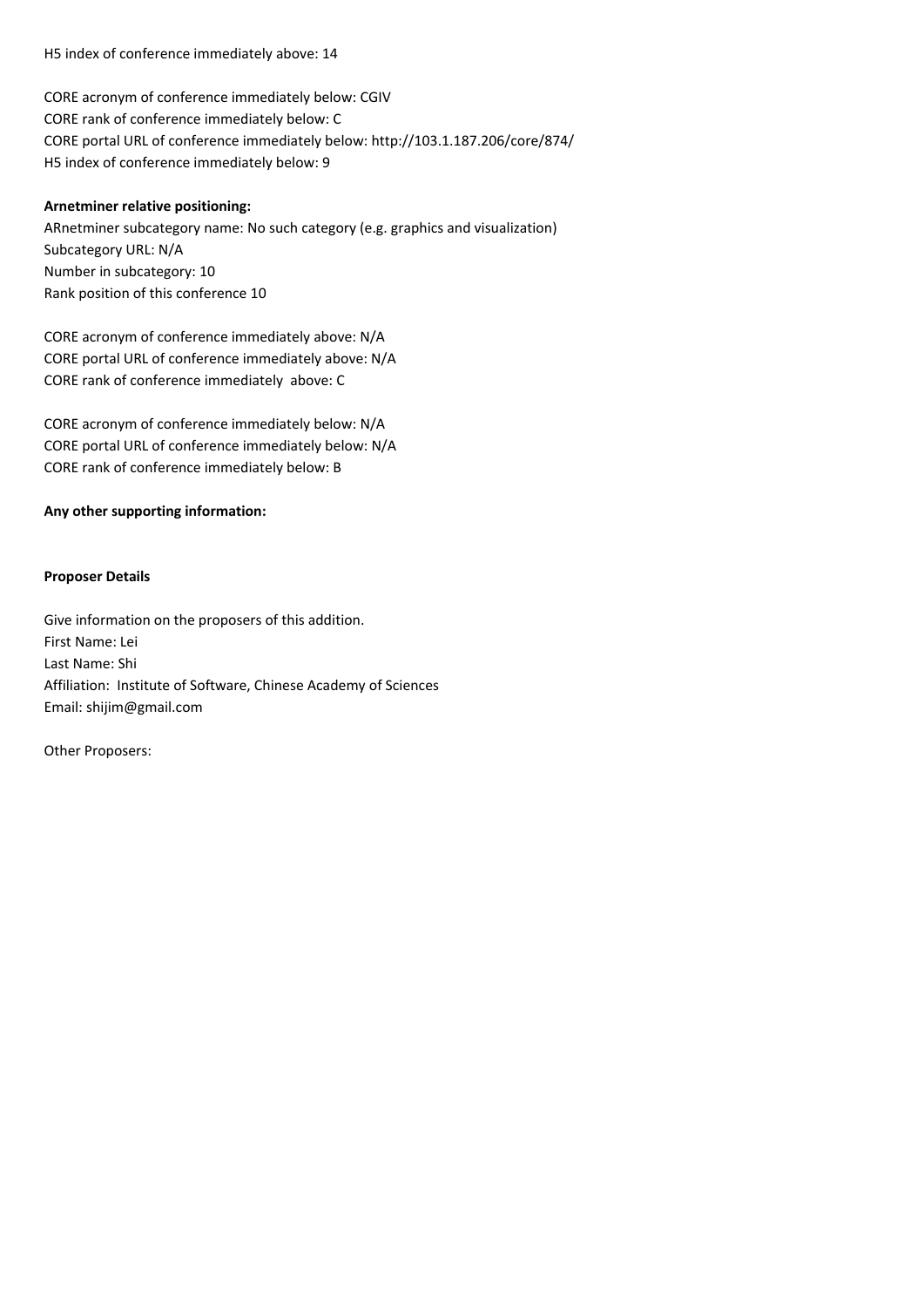H5 index of conference immediately above: 14

CORE acronym of conference immediately below: CGIV
CORE rank of conference immediately below: C
CORE portal URL of conference immediately below: http://103.1.187.206/core/874/
H5 index of conference immediately below: 9

**Arnetminer relative positioning:**
ARnetminer subcategory name: No such category (e.g. graphics and visualization)
Subcategory URL: N/A
Number in subcategory: 10
Rank position of this conference 10

CORE acronym of conference immediately above: N/A
CORE portal URL of conference immediately above: N/A
CORE rank of conference immediately above: C

CORE acronym of conference immediately below: N/A
CORE portal URL of conference immediately below: N/A
CORE rank of conference immediately below: B

**Any other supporting information:**

**Proposer Details**

Give information on the proposers of this addition.
First Name: Lei
Last Name: Shi
Affiliation: Institute of Software, Chinese Academy of Sciences
Email: shijim@gmail.com

Other Proposers: